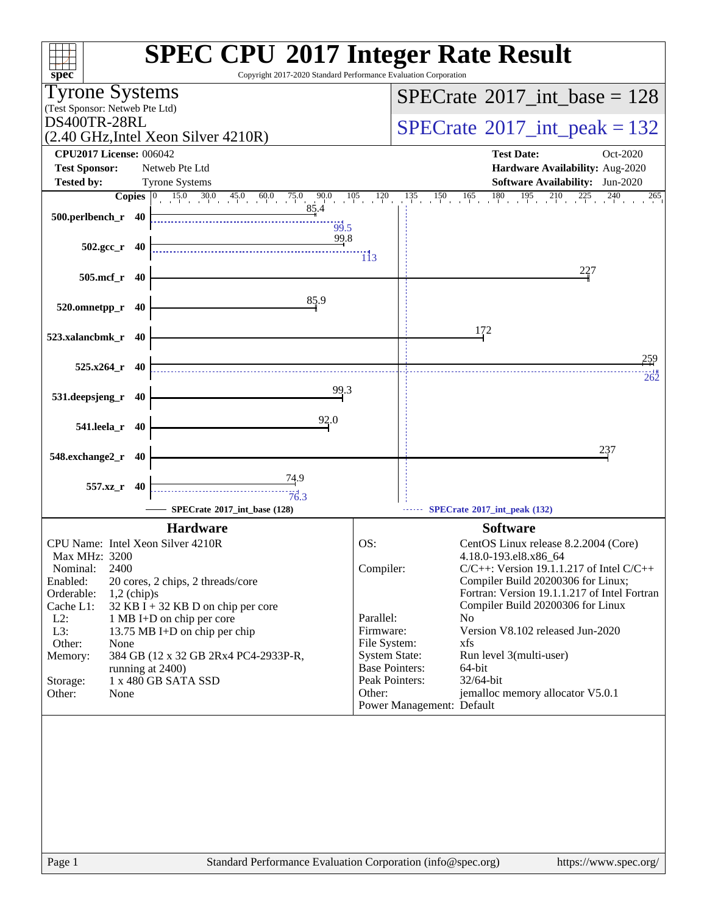# SPEC CPU 2017 Integer Rate Result

Copyright 2017-2020 Standard Performance Evaluation Corporation

**Tyrone Systems**
(Test Sponsor: Netweb Pte Ltd)
**DS400TR-28RL**
(2.40 GHz,Intel Xeon Silver 4210R)

**SPECrate 2017_int_base = 128**
**SPECrate 2017_int_peak = 132**

| | | | |
|---|---|---|---|
| **CPU2017 License:** | 006042 | **Test Date:** | Oct-2020 |
| **Test Sponsor:** | Netweb Pte Ltd | **Hardware Availability:** | Aug-2020 |
| **Tested by:** | Tyrone Systems | **Software Availability:** | Jun-2020 |

| Benchmark | Copies | Base | Peak |
|---|---|---|---|
| 500.perlbench_r | 40 | 85.4 | 99.5 |
| 502.gcc_r | 40 | 99.8 | 113 |
| 505.mcf_r | 40 | 227 | |
| 520.omnetpp_r | 40 | 85.9 | |
| 523.xalancbmk_r | 40 | 172 | |
| 525.x264_r | 40 | 259 | 262 |
| 531.deepsjeng_r | 40 | 99.3 | |
| 541.leela_r | 40 | 92.0 | |
| 548.exchange2_r | 40 | 237 | |
| 557.xz_r | 40 | 74.9 | 76.3 |

SPECrate 2017_int_base (128) — SPECrate 2017_int_peak (132)

## Hardware

| | |
|---|---|
| CPU Name: | Intel Xeon Silver 4210R |
| Max MHz: | 3200 |
| Nominal: | 2400 |
| Enabled: | 20 cores, 2 chips, 2 threads/core |
| Orderable: | 1,2 (chip)s |
| Cache L1: | 32 KB I + 32 KB D on chip per core |
| L2: | 1 MB I+D on chip per core |
| L3: | 13.75 MB I+D on chip per chip |
| Other: | None |
| Memory: | 384 GB (12 x 32 GB 2Rx4 PC4-2933P-R, running at 2400) |
| Storage: | 1 x 480 GB SATA SSD |
| Other: | None |

## Software

| | |
|---|---|
| OS: | CentOS Linux release 8.2.2004 (Core) 4.18.0-193.el8.x86_64 |
| Compiler: | C/C++: Version 19.1.1.217 of Intel C/C++ Compiler Build 20200306 for Linux; Fortran: Version 19.1.1.217 of Intel Fortran Compiler Build 20200306 for Linux |
| Parallel: | No |
| Firmware: | Version V8.102 released Jun-2020 |
| File System: | xfs |
| System State: | Run level 3(multi-user) |
| Base Pointers: | 64-bit |
| Peak Pointers: | 32/64-bit |
| Other: | jemalloc memory allocator V5.0.1 |
| Power Management: | Default |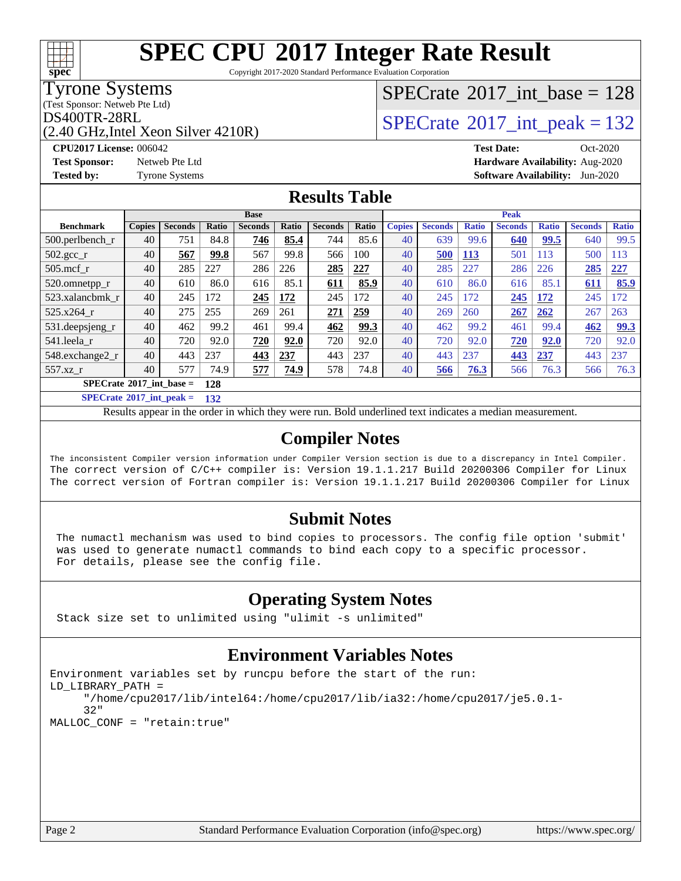# SPEC CPU 2017 Integer Rate Result

Copyright 2017-2020 Standard Performance Evaluation Corporation

**Tyrone Systems**
(Test Sponsor: Netweb Pte Ltd)
DS400TR-28RL
(2.40 GHz,Intel Xeon Silver 4210R)

SPECrate 2017_int_base = 128

SPECrate 2017_int_peak = 132

**CPU2017 License:** 006042
**Test Sponsor:** Netweb Pte Ltd
**Tested by:** Tyrone Systems

**Test Date:** Oct-2020
**Hardware Availability:** Aug-2020
**Software Availability:** Jun-2020

## Results Table

| Benchmark | Base | | | | | | | Peak | | | | | | |
|---|---|---|---|---|---|---|---|---|---|---|---|---|---|---|
| | Copies | Seconds | Ratio | Seconds | Ratio | Seconds | Ratio | Copies | Seconds | Ratio | Seconds | Ratio | Seconds | Ratio |
| 500.perlbench_r | 40 | 751 | 84.8 | **746** | **85.4** | 744 | 85.6 | 40 | 639 | 99.6 | **640** | **99.5** | 640 | 99.5 |
| 502.gcc_r | 40 | **567** | **99.8** | 567 | 99.8 | 566 | 100 | 40 | **500** | **113** | 501 | 113 | 500 | 113 |
| 505.mcf_r | 40 | 285 | 227 | 286 | 226 | **285** | **227** | 40 | 285 | 227 | 286 | 226 | **285** | **227** |
| 520.omnetpp_r | 40 | 610 | 86.0 | 616 | 85.1 | **611** | **85.9** | 40 | 610 | 86.0 | 616 | 85.1 | **611** | **85.9** |
| 523.xalancbmk_r | 40 | 245 | 172 | **245** | **172** | 245 | 172 | 40 | 245 | 172 | **245** | **172** | 245 | 172 |
| 525.x264_r | 40 | 275 | 255 | 269 | 261 | **271** | **259** | 40 | 269 | 260 | **267** | **262** | 267 | 263 |
| 531.deepsjeng_r | 40 | 462 | 99.2 | 461 | 99.4 | **462** | **99.3** | 40 | 462 | 99.2 | 461 | 99.4 | **462** | **99.3** |
| 541.leela_r | 40 | 720 | 92.0 | **720** | **92.0** | 720 | 92.0 | 40 | 720 | 92.0 | **720** | **92.0** | 720 | 92.0 |
| 548.exchange2_r | 40 | 443 | 237 | **443** | **237** | 443 | 237 | 40 | 443 | 237 | **443** | **237** | 443 | 237 |
| 557.xz_r | 40 | 577 | 74.9 | **577** | **74.9** | 578 | 74.8 | 40 | **566** | **76.3** | 566 | 76.3 | 566 | 76.3 |

**SPECrate 2017_int_base = 128**

**SPECrate 2017_int_peak = 132**

Results appear in the order in which they were run. Bold underlined text indicates a median measurement.

## Compiler Notes

```
The inconsistent Compiler version information under Compiler Version section is due to a discrepancy in Intel Compiler.
The correct version of C/C++ compiler is: Version 19.1.1.217 Build 20200306 Compiler for Linux
The correct version of Fortran compiler is: Version 19.1.1.217 Build 20200306 Compiler for Linux
```

## Submit Notes

```
The numactl mechanism was used to bind copies to processors. The config file option 'submit'
was used to generate numactl commands to bind each copy to a specific processor.
For details, please see the config file.
```

## Operating System Notes

```
Stack size set to unlimited using "ulimit -s unlimited"
```

## Environment Variables Notes

```
Environment variables set by runcpu before the start of the run:
LD_LIBRARY_PATH =
     "/home/cpu2017/lib/intel64:/home/cpu2017/lib/ia32:/home/cpu2017/je5.0.1-
     32"
MALLOC_CONF = "retain:true"
```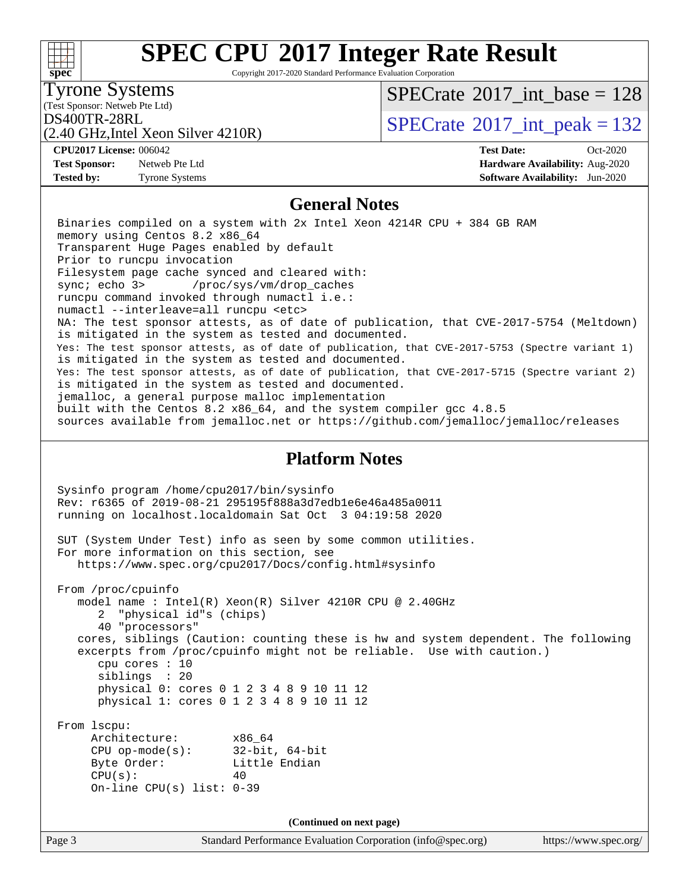# SPEC CPU 2017 Integer Rate Result

Copyright 2017-2020 Standard Performance Evaluation Corporation

**Tyrone Systems**
(Test Sponsor: Netweb Pte Ltd)
DS400TR-28RL
(2.40 GHz,Intel Xeon Silver 4210R)

SPECrate 2017_int_base = 128
SPECrate 2017_int_peak = 132

| | | | |
|---|---|---|---|
| **CPU2017 License:** | 006042 | **Test Date:** | Oct-2020 |
| **Test Sponsor:** | Netweb Pte Ltd | **Hardware Availability:** | Aug-2020 |
| **Tested by:** | Tyrone Systems | **Software Availability:** | Jun-2020 |

## General Notes

```
Binaries compiled on a system with 2x Intel Xeon 4214R CPU + 384 GB RAM
memory using Centos 8.2 x86_64
Transparent Huge Pages enabled by default
Prior to runcpu invocation
Filesystem page cache synced and cleared with:
sync; echo 3>       /proc/sys/vm/drop_caches
runcpu command invoked through numactl i.e.:
numactl --interleave=all runcpu <etc>
NA: The test sponsor attests, as of date of publication, that CVE-2017-5754 (Meltdown)
is mitigated in the system as tested and documented.
Yes: The test sponsor attests, as of date of publication, that CVE-2017-5753 (Spectre variant 1)
is mitigated in the system as tested and documented.
Yes: The test sponsor attests, as of date of publication, that CVE-2017-5715 (Spectre variant 2)
is mitigated in the system as tested and documented.
jemalloc, a general purpose malloc implementation
built with the Centos 8.2 x86_64, and the system compiler gcc 4.8.5
sources available from jemalloc.net or https://github.com/jemalloc/jemalloc/releases
```

## Platform Notes

```
Sysinfo program /home/cpu2017/bin/sysinfo
Rev: r6365 of 2019-08-21 295195f888a3d7edb1e6e46a485a0011
running on localhost.localdomain Sat Oct  3 04:19:58 2020

SUT (System Under Test) info as seen by some common utilities.
For more information on this section, see
   https://www.spec.org/cpu2017/Docs/config.html#sysinfo

From /proc/cpuinfo
   model name : Intel(R) Xeon(R) Silver 4210R CPU @ 2.40GHz
      2  "physical id"s (chips)
      40 "processors"
   cores, siblings (Caution: counting these is hw and system dependent. The following
   excerpts from /proc/cpuinfo might not be reliable.  Use with caution.)
      cpu cores : 10
      siblings  : 20
      physical 0: cores 0 1 2 3 4 8 9 10 11 12
      physical 1: cores 0 1 2 3 4 8 9 10 11 12

From lscpu:
     Architecture:        x86_64
     CPU op-mode(s):      32-bit, 64-bit
     Byte Order:          Little Endian
     CPU(s):              40
     On-line CPU(s) list: 0-39
```

**(Continued on next page)**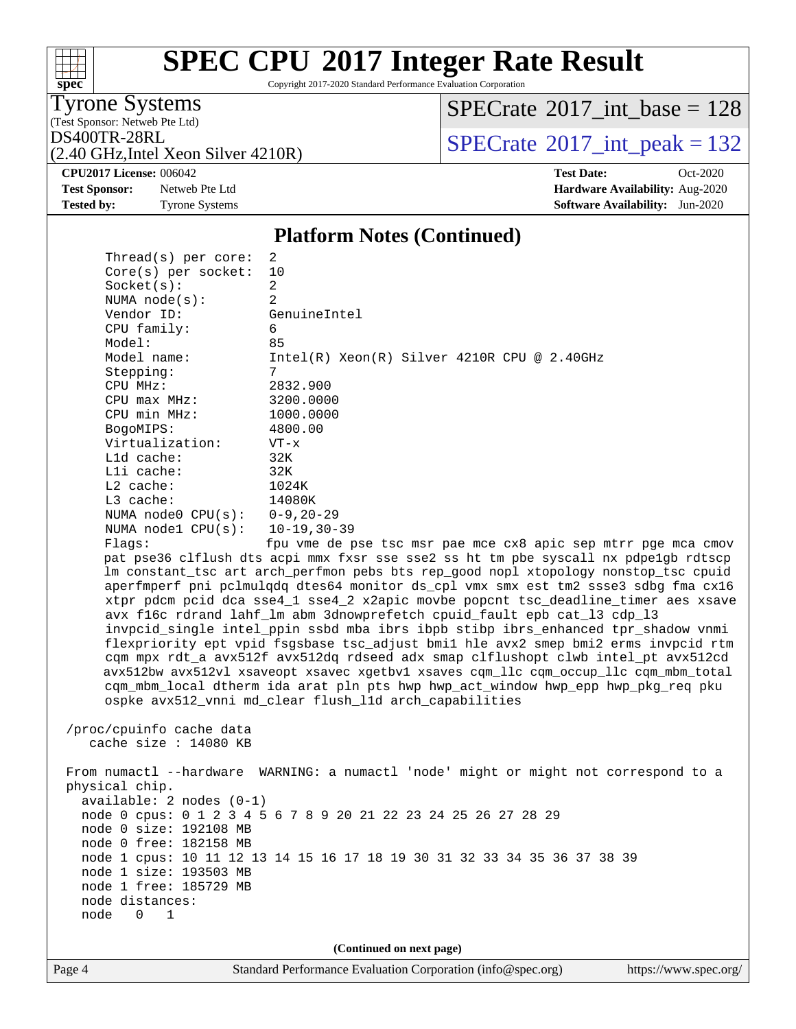## Platform Notes (Continued)

```
    Thread(s) per core:  2
    Core(s) per socket:  10
    Socket(s):           2
    NUMA node(s):        2
    Vendor ID:           GenuineIntel
    CPU family:          6
    Model:               85
    Model name:          Intel(R) Xeon(R) Silver 4210R CPU @ 2.40GHz
    Stepping:            7
    CPU MHz:             2832.900
    CPU max MHz:         3200.0000
    CPU min MHz:         1000.0000
    BogoMIPS:            4800.00
    Virtualization:      VT-x
    L1d cache:           32K
    L1i cache:           32K
    L2 cache:            1024K
    L3 cache:            14080K
    NUMA node0 CPU(s):   0-9,20-29
    NUMA node1 CPU(s):   10-19,30-39
    Flags:               fpu vme de pse tsc msr pae mce cx8 apic sep mtrr pge mca cmov
    pat pse36 clflush dts acpi mmx fxsr sse sse2 ss ht tm pbe syscall nx pdpe1gb rdtscp
    lm constant_tsc art arch_perfmon pebs bts rep_good nopl xtopology nonstop_tsc cpuid
    aperfmperf pni pclmulqdq dtes64 monitor ds_cpl vmx smx est tm2 ssse3 sdbg fma cx16
    xtpr pdcm pcid dca sse4_1 sse4_2 x2apic movbe popcnt tsc_deadline_timer aes xsave
    avx f16c rdrand lahf_lm abm 3dnowprefetch cpuid_fault epb cat_l3 cdp_l3
    invpcid_single intel_ppin ssbd mba ibrs ibpb stibp ibrs_enhanced tpr_shadow vnmi
    flexpriority ept vpid fsgsbase tsc_adjust bmi1 hle avx2 smep bmi2 erms invpcid rtm
    cqm mpx rdt_a avx512f avx512dq rdseed adx smap clflushopt clwb intel_pt avx512cd
    avx512bw avx512vl xsaveopt xsavec xgetbv1 xsaves cqm_llc cqm_occup_llc cqm_mbm_total
    cqm_mbm_local dtherm ida arat pln pts hwp hwp_act_window hwp_epp hwp_pkg_req pku
    ospke avx512_vnni md_clear flush_l1d arch_capabilities

 /proc/cpuinfo cache data
    cache size : 14080 KB

 From numactl --hardware  WARNING: a numactl 'node' might or might not correspond to a
 physical chip.
   available: 2 nodes (0-1)
   node 0 cpus: 0 1 2 3 4 5 6 7 8 9 20 21 22 23 24 25 26 27 28 29
   node 0 size: 192108 MB
   node 0 free: 182158 MB
   node 1 cpus: 10 11 12 13 14 15 16 17 18 19 30 31 32 33 34 35 36 37 38 39
   node 1 size: 193503 MB
   node 1 free: 185729 MB
   node distances:
   node   0   1
```

**(Continued on next page)**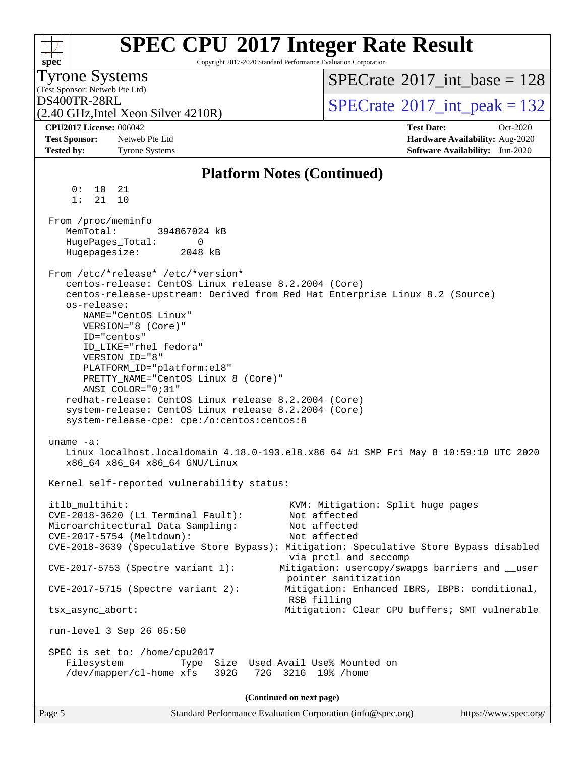## Platform Notes (Continued)

```
     0:  10  21
     1:  21  10

 From /proc/meminfo
    MemTotal:       394867024 kB
    HugePages_Total:       0
    Hugepagesize:       2048 kB

 From /etc/*release* /etc/*version*
    centos-release: CentOS Linux release 8.2.2004 (Core)
    centos-release-upstream: Derived from Red Hat Enterprise Linux 8.2 (Source)
    os-release:
       NAME="CentOS Linux"
       VERSION="8 (Core)"
       ID="centos"
       ID_LIKE="rhel fedora"
       VERSION_ID="8"
       PLATFORM_ID="platform:el8"
       PRETTY_NAME="CentOS Linux 8 (Core)"
       ANSI_COLOR="0;31"
    redhat-release: CentOS Linux release 8.2.2004 (Core)
    system-release: CentOS Linux release 8.2.2004 (Core)
    system-release-cpe: cpe:/o:centos:centos:8

 uname -a:
    Linux localhost.localdomain 4.18.0-193.el8.x86_64 #1 SMP Fri May 8 10:59:10 UTC 2020
    x86_64 x86_64 x86_64 GNU/Linux

 Kernel self-reported vulnerability status:

 itlb_multihit:                                   KVM: Mitigation: Split huge pages
 CVE-2018-3620 (L1 Terminal Fault):               Not affected
 Microarchitectural Data Sampling:                Not affected
 CVE-2017-5754 (Meltdown):                        Not affected
 CVE-2018-3639 (Speculative Store Bypass): Mitigation: Speculative Store Bypass disabled
                                                  via prctl and seccomp
 CVE-2017-5753 (Spectre variant 1):              Mitigation: usercopy/swapgs barriers and __user
                                                  pointer sanitization
 CVE-2017-5715 (Spectre variant 2):               Mitigation: Enhanced IBRS, IBPB: conditional,
                                                  RSB filling
 tsx_async_abort:                                 Mitigation: Clear CPU buffers; SMT vulnerable

 run-level 3 Sep 26 05:50

 SPEC is set to: /home/cpu2017
    Filesystem            Type  Size  Used Avail Use% Mounted on
    /dev/mapper/cl-home xfs   392G   72G  321G  19% /home
```

(Continued on next page)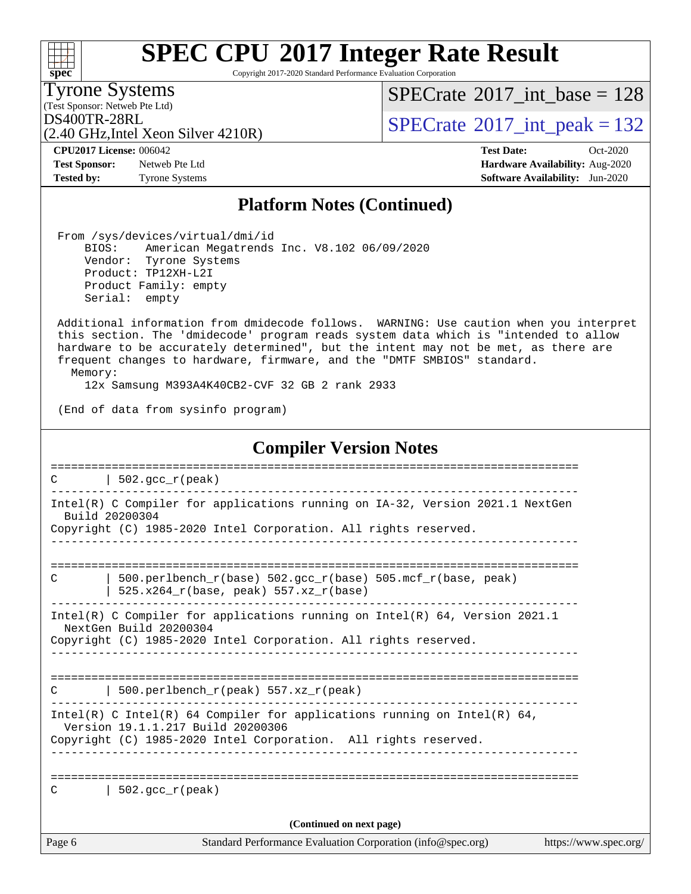## Platform Notes (Continued)

```
 From /sys/devices/virtual/dmi/id
     BIOS:    American Megatrends Inc. V8.102 06/09/2020
     Vendor:  Tyrone Systems
     Product: TP12XH-L2I
     Product Family: empty
     Serial:  empty

 Additional information from dmidecode follows.  WARNING: Use caution when you interpret
 this section. The 'dmidecode' program reads system data which is "intended to allow
 hardware to be accurately determined", but the intent may not be met, as there are
 frequent changes to hardware, firmware, and the "DMTF SMBIOS" standard.
   Memory:
     12x Samsung M393A4K40CB2-CVF 32 GB 2 rank 2933

 (End of data from sysinfo program)
```

## Compiler Version Notes

```
==============================================================================
C       | 502.gcc_r(peak)
------------------------------------------------------------------------------
Intel(R) C Compiler for applications running on IA-32, Version 2021.1 NextGen
  Build 20200304
Copyright (C) 1985-2020 Intel Corporation. All rights reserved.
------------------------------------------------------------------------------

==============================================================================
C       | 500.perlbench_r(base) 502.gcc_r(base) 505.mcf_r(base, peak)
        | 525.x264_r(base, peak) 557.xz_r(base)
------------------------------------------------------------------------------
Intel(R) C Compiler for applications running on Intel(R) 64, Version 2021.1
  NextGen Build 20200304
Copyright (C) 1985-2020 Intel Corporation. All rights reserved.
------------------------------------------------------------------------------

==============================================================================
C       | 500.perlbench_r(peak) 557.xz_r(peak)
------------------------------------------------------------------------------
Intel(R) C Intel(R) 64 Compiler for applications running on Intel(R) 64,
  Version 19.1.1.217 Build 20200306
Copyright (C) 1985-2020 Intel Corporation.  All rights reserved.
------------------------------------------------------------------------------

==============================================================================
C       | 502.gcc_r(peak)
```

(Continued on next page)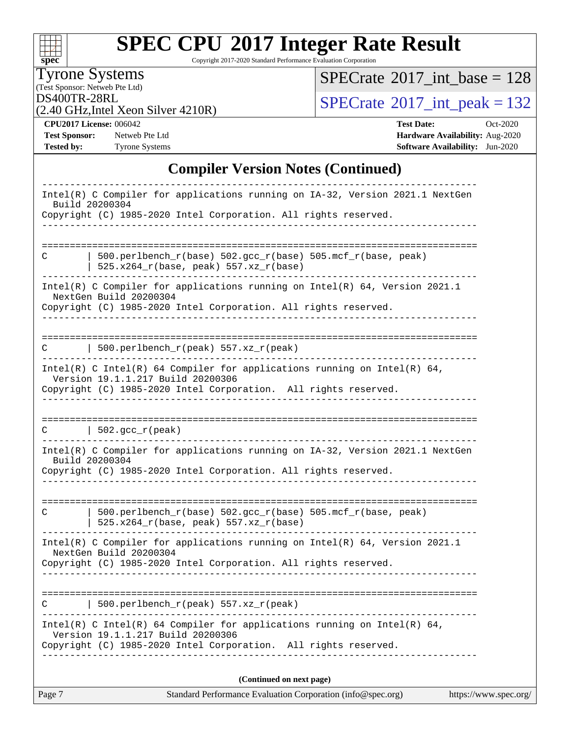# SPEC CPU 2017 Integer Rate Result

Copyright 2017-2020 Standard Performance Evaluation Corporation

**Tyrone Systems**
(Test Sponsor: Netweb Pte Ltd)
DS400TR-28RL
(2.40 GHz,Intel Xeon Silver 4210R)

SPECrate 2017_int_base = 128
SPECrate 2017_int_peak = 132

**CPU2017 License:** 006042
**Test Sponsor:** Netweb Pte Ltd
**Tested by:** Tyrone Systems

**Test Date:** Oct-2020
**Hardware Availability:** Aug-2020
**Software Availability:** Jun-2020

## Compiler Version Notes (Continued)

```
------------------------------------------------------------------------------
Intel(R) C Compiler for applications running on IA-32, Version 2021.1 NextGen
  Build 20200304
Copyright (C) 1985-2020 Intel Corporation. All rights reserved.
------------------------------------------------------------------------------

==============================================================================
C       | 500.perlbench_r(base) 502.gcc_r(base) 505.mcf_r(base, peak)
        | 525.x264_r(base, peak) 557.xz_r(base)
------------------------------------------------------------------------------
Intel(R) C Compiler for applications running on Intel(R) 64, Version 2021.1
  NextGen Build 20200304
Copyright (C) 1985-2020 Intel Corporation. All rights reserved.
------------------------------------------------------------------------------

==============================================================================
C       | 500.perlbench_r(peak) 557.xz_r(peak)
------------------------------------------------------------------------------
Intel(R) C Intel(R) 64 Compiler for applications running on Intel(R) 64,
  Version 19.1.1.217 Build 20200306
Copyright (C) 1985-2020 Intel Corporation.  All rights reserved.
------------------------------------------------------------------------------

==============================================================================
C       | 502.gcc_r(peak)
------------------------------------------------------------------------------
Intel(R) C Compiler for applications running on IA-32, Version 2021.1 NextGen
  Build 20200304
Copyright (C) 1985-2020 Intel Corporation. All rights reserved.
------------------------------------------------------------------------------

==============================================================================
C       | 500.perlbench_r(base) 502.gcc_r(base) 505.mcf_r(base, peak)
        | 525.x264_r(base, peak) 557.xz_r(base)
------------------------------------------------------------------------------
Intel(R) C Compiler for applications running on Intel(R) 64, Version 2021.1
  NextGen Build 20200304
Copyright (C) 1985-2020 Intel Corporation. All rights reserved.
------------------------------------------------------------------------------

==============================================================================
C       | 500.perlbench_r(peak) 557.xz_r(peak)
------------------------------------------------------------------------------
Intel(R) C Intel(R) 64 Compiler for applications running on Intel(R) 64,
  Version 19.1.1.217 Build 20200306
Copyright (C) 1985-2020 Intel Corporation.  All rights reserved.
------------------------------------------------------------------------------
```

**(Continued on next page)**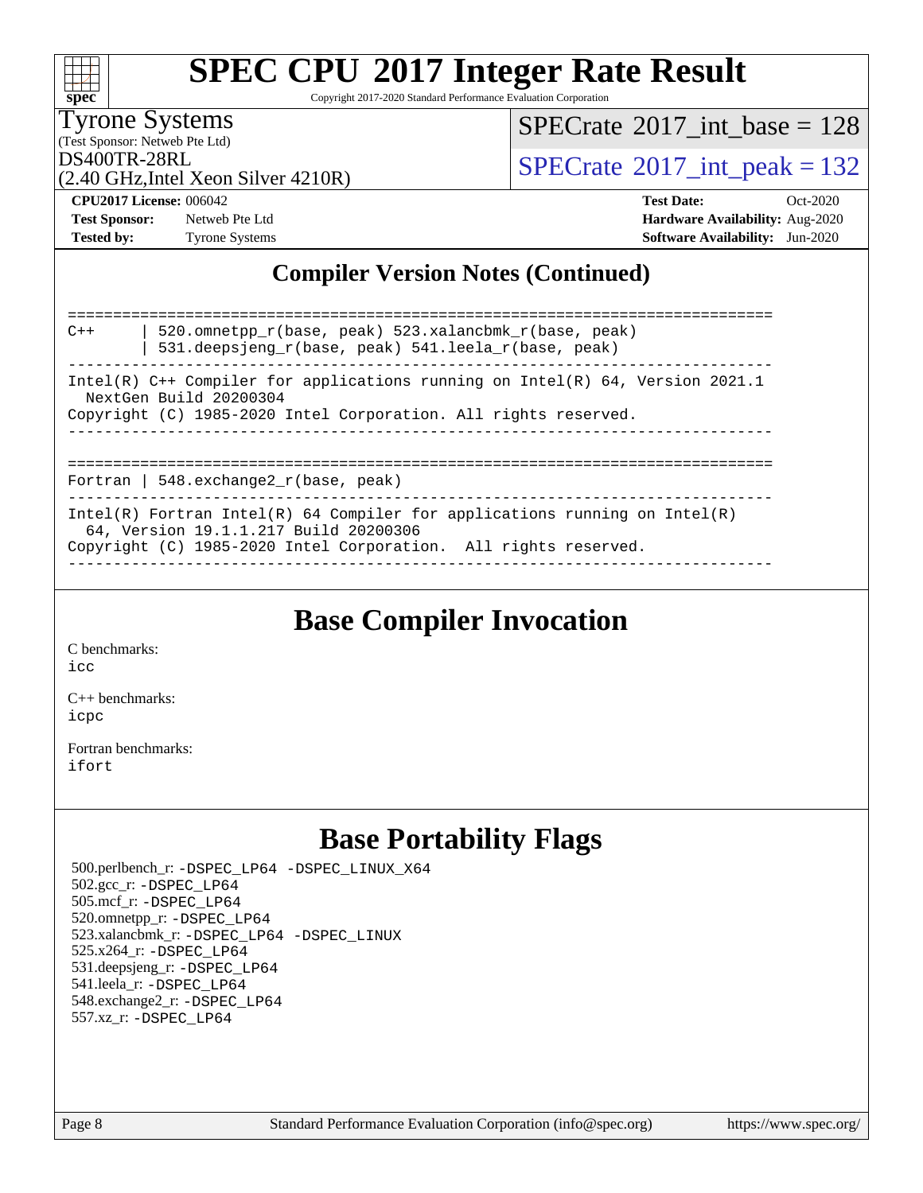## Compiler Version Notes (Continued)

```
==============================================================================
C++     | 520.omnetpp_r(base, peak) 523.xalancbmk_r(base, peak)
        | 531.deepsjeng_r(base, peak) 541.leela_r(base, peak)
------------------------------------------------------------------------------
Intel(R) C++ Compiler for applications running on Intel(R) 64, Version 2021.1
  NextGen Build 20200304
Copyright (C) 1985-2020 Intel Corporation. All rights reserved.
------------------------------------------------------------------------------

==============================================================================
Fortran | 548.exchange2_r(base, peak)
------------------------------------------------------------------------------
Intel(R) Fortran Intel(R) 64 Compiler for applications running on Intel(R)
  64, Version 19.1.1.217 Build 20200306
Copyright (C) 1985-2020 Intel Corporation.  All rights reserved.
------------------------------------------------------------------------------
```

## Base Compiler Invocation

C benchmarks:
icc

C++ benchmarks:
icpc

Fortran benchmarks:
ifort

## Base Portability Flags

500.perlbench_r: -DSPEC_LP64 -DSPEC_LINUX_X64
502.gcc_r: -DSPEC_LP64
505.mcf_r: -DSPEC_LP64
520.omnetpp_r: -DSPEC_LP64
523.xalancbmk_r: -DSPEC_LP64 -DSPEC_LINUX
525.x264_r: -DSPEC_LP64
531.deepsjeng_r: -DSPEC_LP64
541.leela_r: -DSPEC_LP64
548.exchange2_r: -DSPEC_LP64
557.xz_r: -DSPEC_LP64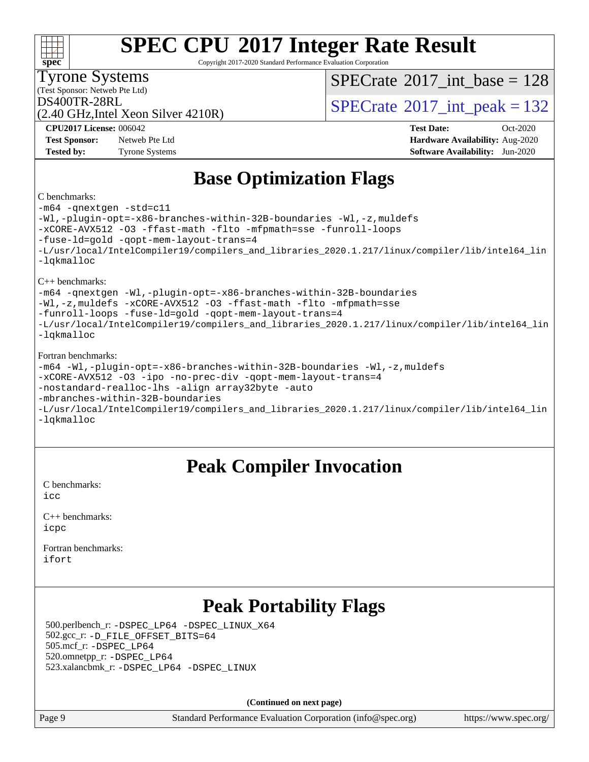# SPEC CPU 2017 Integer Rate Result

Copyright 2017-2020 Standard Performance Evaluation Corporation

Tyrone Systems
(Test Sponsor: Netweb Pte Ltd)
DS400TR-28RL
(2.40 GHz,Intel Xeon Silver 4210R)

SPECrate 2017_int_base = 128
SPECrate 2017_int_peak = 132

**CPU2017 License:** 006042
**Test Sponsor:** Netweb Pte Ltd
**Tested by:** Tyrone Systems

**Test Date:** Oct-2020
**Hardware Availability:** Aug-2020
**Software Availability:** Jun-2020

## Base Optimization Flags

C benchmarks:

```
-m64 -qnextgen -std=c11
-Wl,-plugin-opt=-x86-branches-within-32B-boundaries -Wl,-z,muldefs
-xCORE-AVX512 -O3 -ffast-math -flto -mfpmath=sse -funroll-loops
-fuse-ld=gold -qopt-mem-layout-trans=4
-L/usr/local/IntelCompiler19/compilers_and_libraries_2020.1.217/linux/compiler/lib/intel64_lin
-lqkmalloc
```

C++ benchmarks:

```
-m64 -qnextgen -Wl,-plugin-opt=-x86-branches-within-32B-boundaries
-Wl,-z,muldefs -xCORE-AVX512 -O3 -ffast-math -flto -mfpmath=sse
-funroll-loops -fuse-ld=gold -qopt-mem-layout-trans=4
-L/usr/local/IntelCompiler19/compilers_and_libraries_2020.1.217/linux/compiler/lib/intel64_lin
-lqkmalloc
```

Fortran benchmarks:

```
-m64 -Wl,-plugin-opt=-x86-branches-within-32B-boundaries -Wl,-z,muldefs
-xCORE-AVX512 -O3 -ipo -no-prec-div -qopt-mem-layout-trans=4
-nostandard-realloc-lhs -align array32byte -auto
-mbranches-within-32B-boundaries
-L/usr/local/IntelCompiler19/compilers_and_libraries_2020.1.217/linux/compiler/lib/intel64_lin
-lqkmalloc
```

## Peak Compiler Invocation

C benchmarks:
icc

C++ benchmarks:
icpc

Fortran benchmarks:
ifort

## Peak Portability Flags

500.perlbench_r: -DSPEC_LP64 -DSPEC_LINUX_X64
502.gcc_r: -D_FILE_OFFSET_BITS=64
505.mcf_r: -DSPEC_LP64
520.omnetpp_r: -DSPEC_LP64
523.xalancbmk_r: -DSPEC_LP64 -DSPEC_LINUX

**(Continued on next page)**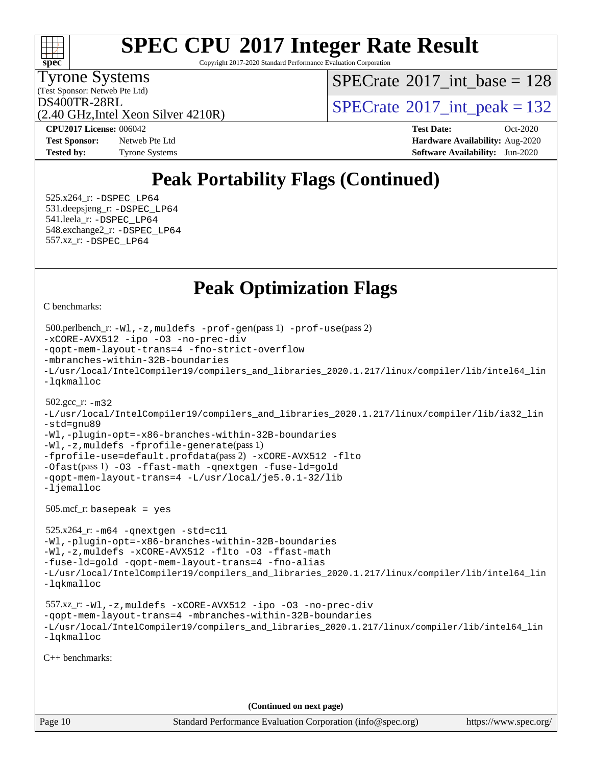# Peak Portability Flags (Continued)

525.x264_r: `-DSPEC_LP64`
531.deepsjeng_r: `-DSPEC_LP64`
541.leela_r: `-DSPEC_LP64`
548.exchange2_r: `-DSPEC_LP64`
557.xz_r: `-DSPEC_LP64`

# Peak Optimization Flags

C benchmarks:

500.perlbench_r: `-Wl,-z,muldefs -prof-gen`(pass 1) `-prof-use`(pass 2) `-xCORE-AVX512 -ipo -O3 -no-prec-div -qopt-mem-layout-trans=4 -fno-strict-overflow -mbranches-within-32B-boundaries -L/usr/local/IntelCompiler19/compilers_and_libraries_2020.1.217/linux/compiler/lib/intel64_lin -lqkmalloc`

502.gcc_r: `-m32 -L/usr/local/IntelCompiler19/compilers_and_libraries_2020.1.217/linux/compiler/lib/ia32_lin -std=gnu89 -Wl,-plugin-opt=-x86-branches-within-32B-boundaries -Wl,-z,muldefs -fprofile-generate`(pass 1) `-fprofile-use=default.profdata`(pass 2) `-xCORE-AVX512 -flto -Ofast`(pass 1) `-O3 -ffast-math -qnextgen -fuse-ld=gold -qopt-mem-layout-trans=4 -L/usr/local/je5.0.1-32/lib -ljemalloc`

505.mcf_r: `basepeak = yes`

525.x264_r: `-m64 -qnextgen -std=c11 -Wl,-plugin-opt=-x86-branches-within-32B-boundaries -Wl,-z,muldefs -xCORE-AVX512 -flto -O3 -ffast-math -fuse-ld=gold -qopt-mem-layout-trans=4 -fno-alias -L/usr/local/IntelCompiler19/compilers_and_libraries_2020.1.217/linux/compiler/lib/intel64_lin -lqkmalloc`

557.xz_r: `-Wl,-z,muldefs -xCORE-AVX512 -ipo -O3 -no-prec-div -qopt-mem-layout-trans=4 -mbranches-within-32B-boundaries -L/usr/local/IntelCompiler19/compilers_and_libraries_2020.1.217/linux/compiler/lib/intel64_lin -lqkmalloc`

C++ benchmarks:

**(Continued on next page)**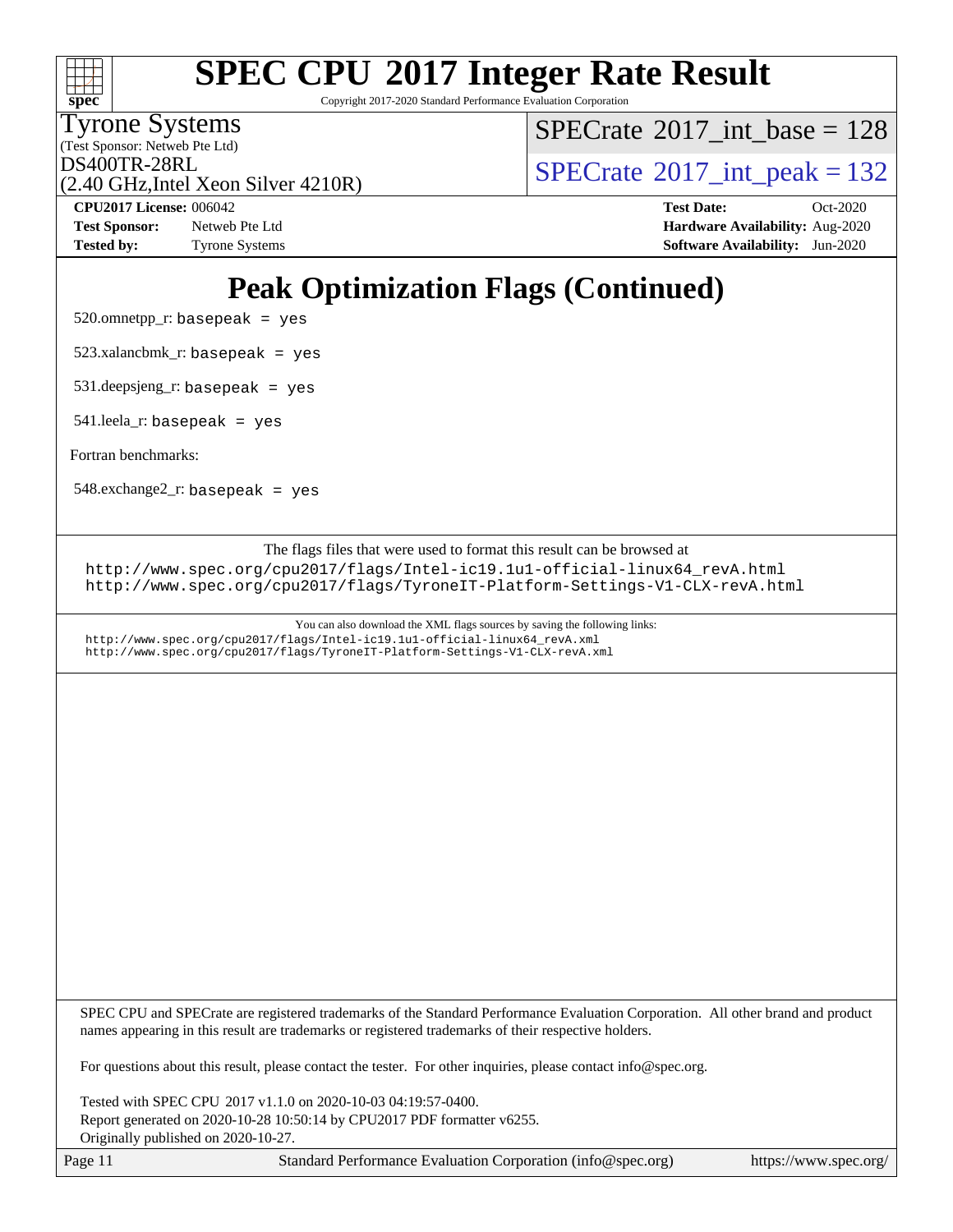# Peak Optimization Flags (Continued)

520.omnetpp_r: `basepeak = yes`

523.xalancbmk_r: `basepeak = yes`

531.deepsjeng_r: `basepeak = yes`

541.leela_r: `basepeak = yes`

Fortran benchmarks:

548.exchange2_r: `basepeak = yes`

The flags files that were used to format this result can be browsed at

http://www.spec.org/cpu2017/flags/Intel-ic19.1u1-official-linux64_revA.html
http://www.spec.org/cpu2017/flags/TyroneIT-Platform-Settings-V1-CLX-revA.html

You can also download the XML flags sources by saving the following links:

http://www.spec.org/cpu2017/flags/Intel-ic19.1u1-official-linux64_revA.xml
http://www.spec.org/cpu2017/flags/TyroneIT-Platform-Settings-V1-CLX-revA.xml

SPEC CPU and SPECrate are registered trademarks of the Standard Performance Evaluation Corporation. All other brand and product names appearing in this result are trademarks or registered trademarks of their respective holders.

For questions about this result, please contact the tester. For other inquiries, please contact info@spec.org.

Tested with SPEC CPU 2017 v1.1.0 on 2020-10-03 04:19:57-0400.
Report generated on 2020-10-28 10:50:14 by CPU2017 PDF formatter v6255.
Originally published on 2020-10-27.